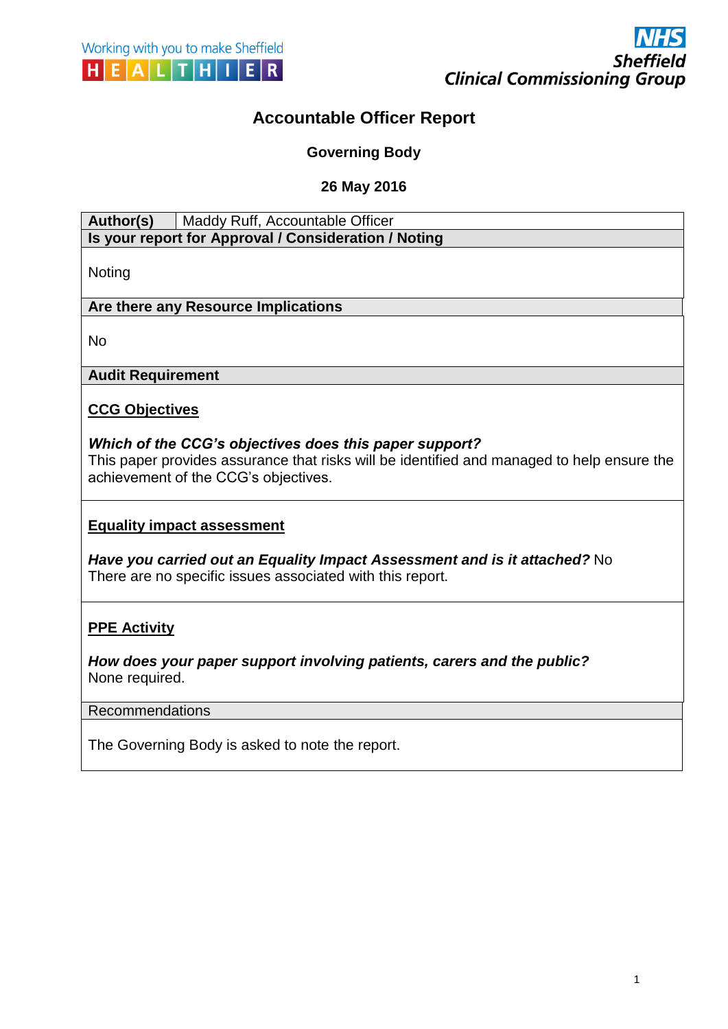Working with you to make Sheffield HEALTHIER

NHS Sheffield Clinical Commissioning Group

# Accountable Officer Report

**Governing Body**

**26 May 2016**

| **Author(s)** | Maddy Ruff, Accountable Officer |
|---|---|

**Is your report for Approval / Consideration / Noting**

Noting

**Are there any Resource Implications**

No

**Audit Requirement**

**CCG Objectives**

***Which of the CCG's objectives does this paper support?***
This paper provides assurance that risks will be identified and managed to help ensure the achievement of the CCG's objectives.

**Equality impact assessment**

***Have you carried out an Equality Impact Assessment and is it attached?*** No
There are no specific issues associated with this report.

**PPE Activity**

***How does your paper support involving patients, carers and the public?***
None required.

Recommendations

The Governing Body is asked to note the report.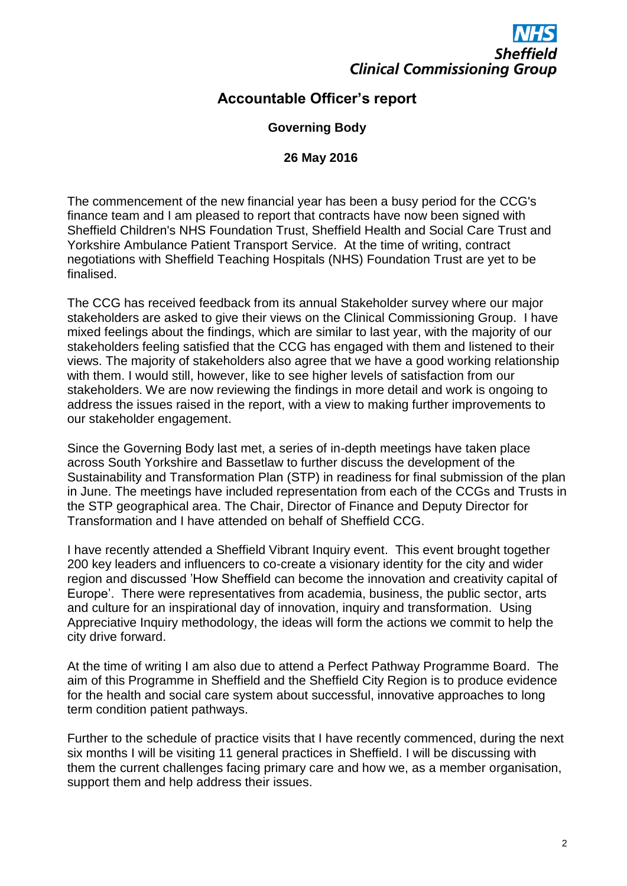NHS Sheffield Clinical Commissioning Group

# Accountable Officer's report

**Governing Body**

**26 May 2016**

The commencement of the new financial year has been a busy period for the CCG's finance team and I am pleased to report that contracts have now been signed with Sheffield Children's NHS Foundation Trust, Sheffield Health and Social Care Trust and Yorkshire Ambulance Patient Transport Service. At the time of writing, contract negotiations with Sheffield Teaching Hospitals (NHS) Foundation Trust are yet to be finalised.

The CCG has received feedback from its annual Stakeholder survey where our major stakeholders are asked to give their views on the Clinical Commissioning Group. I have mixed feelings about the findings, which are similar to last year, with the majority of our stakeholders feeling satisfied that the CCG has engaged with them and listened to their views. The majority of stakeholders also agree that we have a good working relationship with them. I would still, however, like to see higher levels of satisfaction from our stakeholders. We are now reviewing the findings in more detail and work is ongoing to address the issues raised in the report, with a view to making further improvements to our stakeholder engagement.

Since the Governing Body last met, a series of in-depth meetings have taken place across South Yorkshire and Bassetlaw to further discuss the development of the Sustainability and Transformation Plan (STP) in readiness for final submission of the plan in June. The meetings have included representation from each of the CCGs and Trusts in the STP geographical area. The Chair, Director of Finance and Deputy Director for Transformation and I have attended on behalf of Sheffield CCG.

I have recently attended a Sheffield Vibrant Inquiry event. This event brought together 200 key leaders and influencers to co-create a visionary identity for the city and wider region and discussed 'How Sheffield can become the innovation and creativity capital of Europe'. There were representatives from academia, business, the public sector, arts and culture for an inspirational day of innovation, inquiry and transformation. Using Appreciative Inquiry methodology, the ideas will form the actions we commit to help the city drive forward.

At the time of writing I am also due to attend a Perfect Pathway Programme Board. The aim of this Programme in Sheffield and the Sheffield City Region is to produce evidence for the health and social care system about successful, innovative approaches to long term condition patient pathways.

Further to the schedule of practice visits that I have recently commenced, during the next six months I will be visiting 11 general practices in Sheffield. I will be discussing with them the current challenges facing primary care and how we, as a member organisation, support them and help address their issues.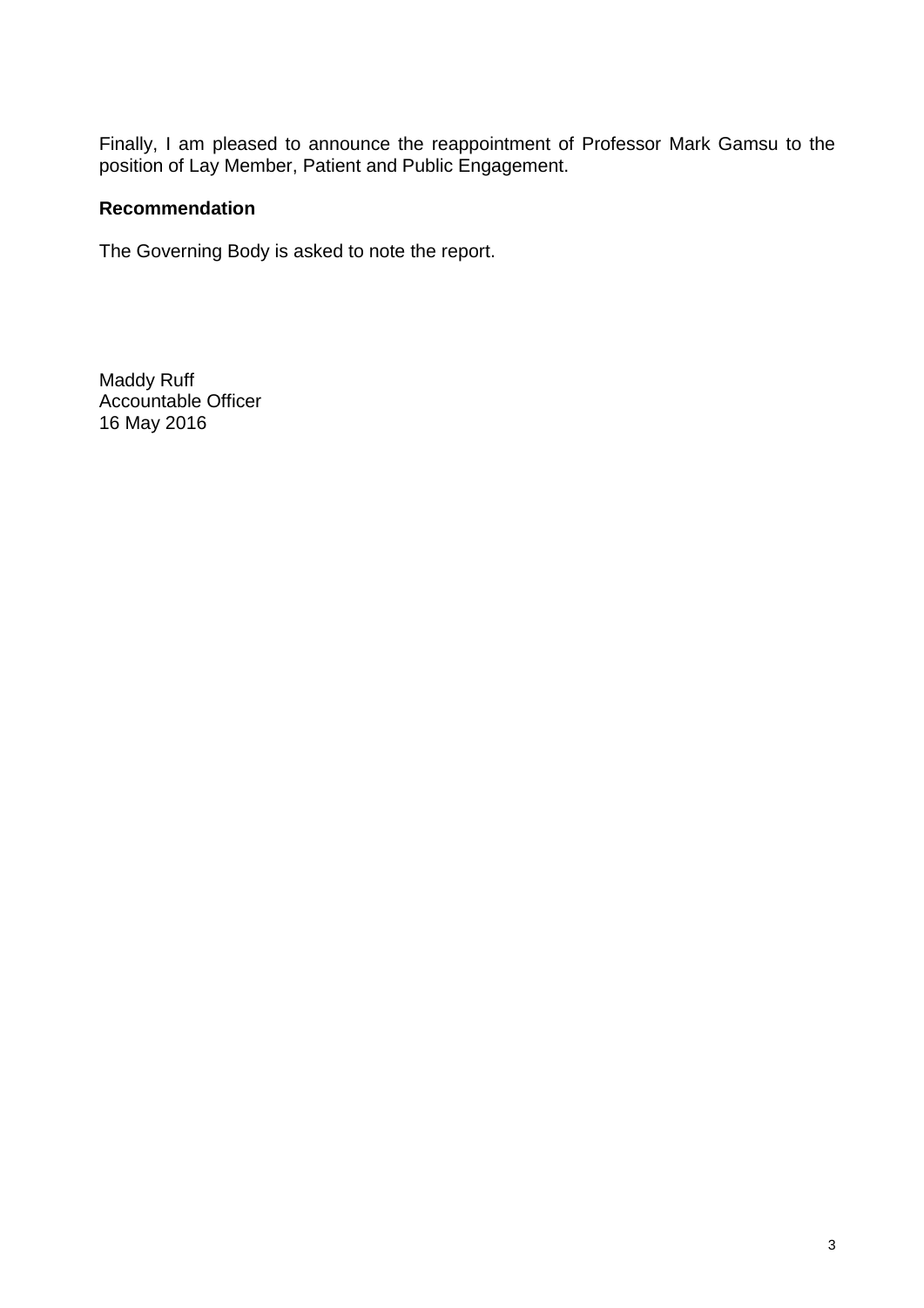Finally, I am pleased to announce the reappointment of Professor Mark Gamsu to the position of Lay Member, Patient and Public Engagement.

**Recommendation**

The Governing Body is asked to note the report.

Maddy Ruff
Accountable Officer
16 May 2016